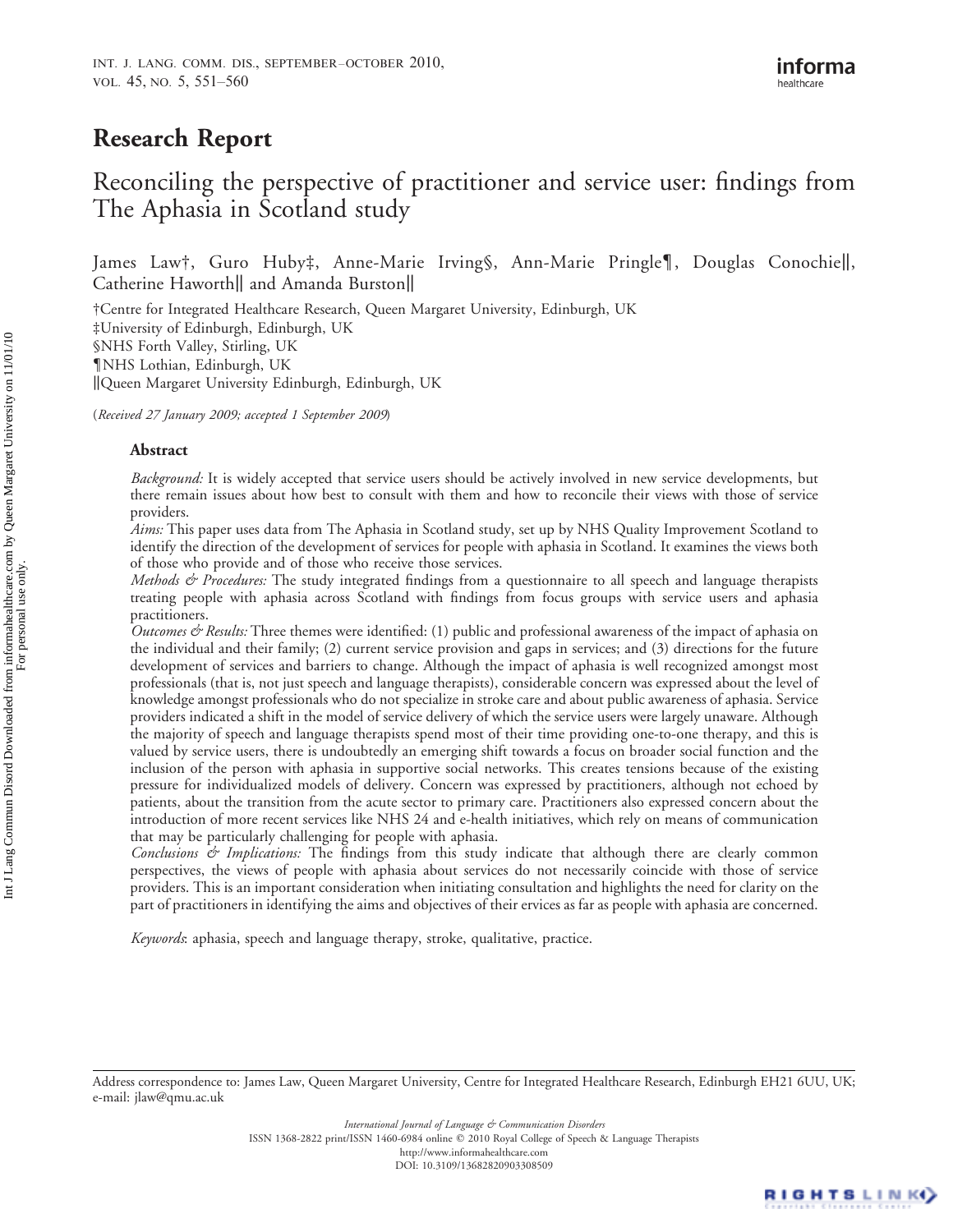## Research Report

# Reconciling the perspective of practitioner and service user: findings from The Aphasia in Scotland study

James Law†, Guro Huby‡, Anne-Marie Irving§, Ann-Marie Pringle¶, Douglas Conochie‖, Catherine Haworth‖ and Amanda Burston‖

†Centre for Integrated Healthcare Research, Queen Margaret University, Edinburgh, UK
‡University of Edinburgh, Edinburgh, UK
§NHS Forth Valley, Stirling, UK
¶NHS Lothian, Edinburgh, UK
‖Queen Margaret University Edinburgh, Edinburgh, UK

(*Received 27 January 2009; accepted 1 September 2009*)

### Abstract

*Background:* It is widely accepted that service users should be actively involved in new service developments, but there remain issues about how best to consult with them and how to reconcile their views with those of service providers.

*Aims:* This paper uses data from The Aphasia in Scotland study, set up by NHS Quality Improvement Scotland to identify the direction of the development of services for people with aphasia in Scotland. It examines the views both of those who provide and of those who receive those services.

*Methods & Procedures:* The study integrated findings from a questionnaire to all speech and language therapists treating people with aphasia across Scotland with findings from focus groups with service users and aphasia practitioners.

*Outcomes & Results:* Three themes were identified: (1) public and professional awareness of the impact of aphasia on the individual and their family; (2) current service provision and gaps in services; and (3) directions for the future development of services and barriers to change. Although the impact of aphasia is well recognized amongst most professionals (that is, not just speech and language therapists), considerable concern was expressed about the level of knowledge amongst professionals who do not specialize in stroke care and about public awareness of aphasia. Service providers indicated a shift in the model of service delivery of which the service users were largely unaware. Although the majority of speech and language therapists spend most of their time providing one-to-one therapy, and this is valued by service users, there is undoubtedly an emerging shift towards a focus on broader social function and the inclusion of the person with aphasia in supportive social networks. This creates tensions because of the existing pressure for individualized models of delivery. Concern was expressed by practitioners, although not echoed by patients, about the transition from the acute sector to primary care. Practitioners also expressed concern about the introduction of more recent services like NHS 24 and e-health initiatives, which rely on means of communication that may be particularly challenging for people with aphasia.

*Conclusions & Implications:* The findings from this study indicate that although there are clearly common perspectives, the views of people with aphasia about services do not necessarily coincide with those of service providers. This is an important consideration when initiating consultation and highlights the need for clarity on the part of practitioners in identifying the aims and objectives of their ervices as far as people with aphasia are concerned.

*Keywords*: aphasia, speech and language therapy, stroke, qualitative, practice.

Address correspondence to: James Law, Queen Margaret University, Centre for Integrated Healthcare Research, Edinburgh EH21 6UU, UK; e-mail: jlaw@qmu.ac.uk

*International Journal of Language & Communication Disorders*
ISSN 1368-2822 print/ISSN 1460-6984 online © 2010 Royal College of Speech & Language Therapists
http://www.informahealthcare.com
DOI: 10.3109/13682820903308509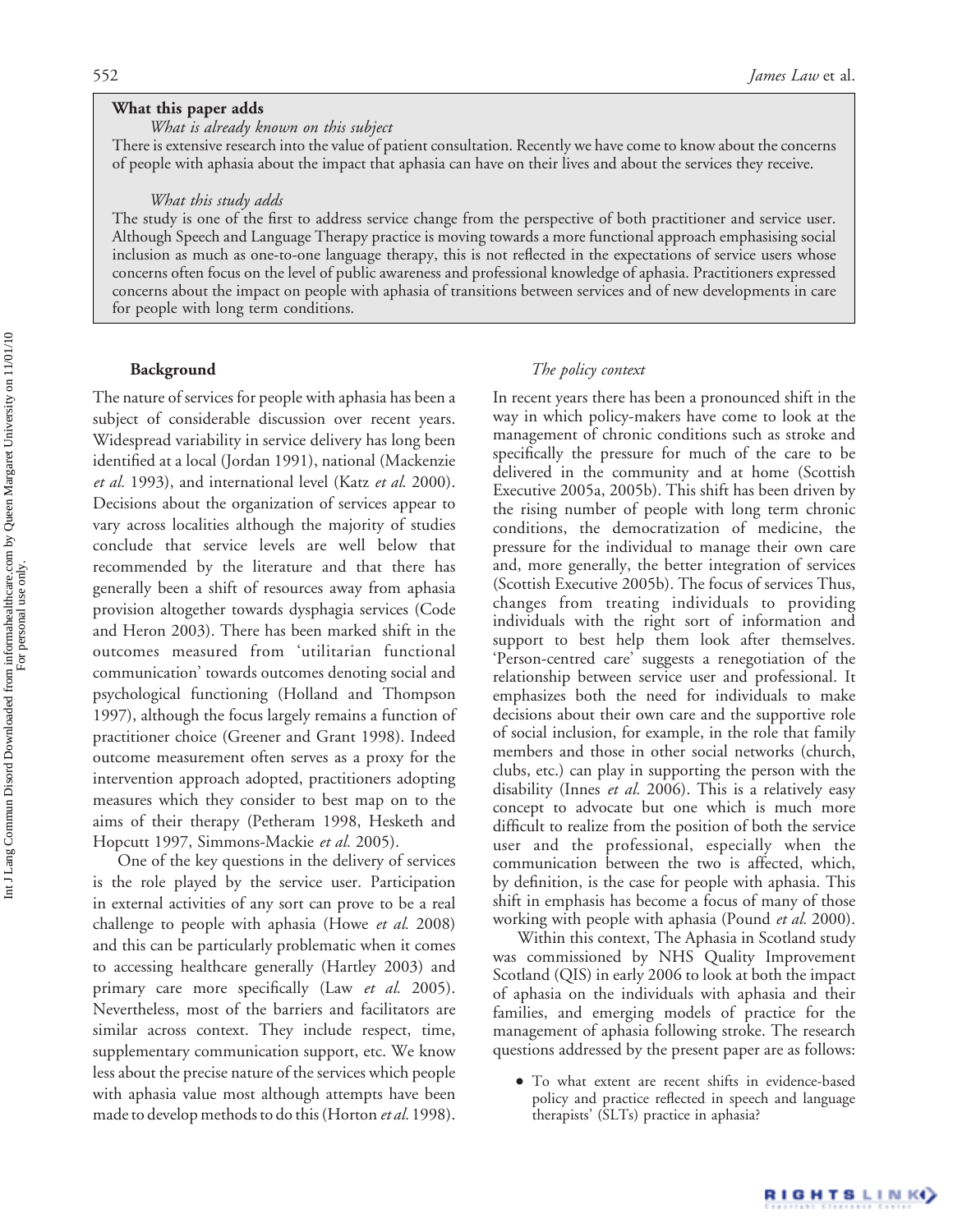**What this paper adds**

*What is already known on this subject*

There is extensive research into the value of patient consultation. Recently we have come to know about the concerns of people with aphasia about the impact that aphasia can have on their lives and about the services they receive.

*What this study adds*

The study is one of the first to address service change from the perspective of both practitioner and service user. Although Speech and Language Therapy practice is moving towards a more functional approach emphasising social inclusion as much as one-to-one language therapy, this is not reflected in the expectations of service users whose concerns often focus on the level of public awareness and professional knowledge of aphasia. Practitioners expressed concerns about the impact on people with aphasia of transitions between services and of new developments in care for people with long term conditions.

## Background

The nature of services for people with aphasia has been a subject of considerable discussion over recent years. Widespread variability in service delivery has long been identified at a local (Jordan 1991), national (Mackenzie *et al.* 1993), and international level (Katz *et al.* 2000). Decisions about the organization of services appear to vary across localities although the majority of studies conclude that service levels are well below that recommended by the literature and that there has generally been a shift of resources away from aphasia provision altogether towards dysphagia services (Code and Heron 2003). There has been marked shift in the outcomes measured from 'utilitarian functional communication' towards outcomes denoting social and psychological functioning (Holland and Thompson 1997), although the focus largely remains a function of practitioner choice (Greener and Grant 1998). Indeed outcome measurement often serves as a proxy for the intervention approach adopted, practitioners adopting measures which they consider to best map on to the aims of their therapy (Petheram 1998, Hesketh and Hopcutt 1997, Simmons-Mackie *et al.* 2005).

One of the key questions in the delivery of services is the role played by the service user. Participation in external activities of any sort can prove to be a real challenge to people with aphasia (Howe *et al.* 2008) and this can be particularly problematic when it comes to accessing healthcare generally (Hartley 2003) and primary care more specifically (Law *et al.* 2005). Nevertheless, most of the barriers and facilitators are similar across context. They include respect, time, supplementary communication support, etc. We know less about the precise nature of the services which people with aphasia value most although attempts have been made to develop methods to do this (Horton *et al.* 1998).

### *The policy context*

In recent years there has been a pronounced shift in the way in which policy-makers have come to look at the management of chronic conditions such as stroke and specifically the pressure for much of the care to be delivered in the community and at home (Scottish Executive 2005a, 2005b). This shift has been driven by the rising number of people with long term chronic conditions, the democratization of medicine, the pressure for the individual to manage their own care and, more generally, the better integration of services (Scottish Executive 2005b). The focus of services Thus, changes from treating individuals to providing individuals with the right sort of information and support to best help them look after themselves. 'Person-centred care' suggests a renegotiation of the relationship between service user and professional. It emphasizes both the need for individuals to make decisions about their own care and the supportive role of social inclusion, for example, in the role that family members and those in other social networks (church, clubs, etc.) can play in supporting the person with the disability (Innes *et al.* 2006). This is a relatively easy concept to advocate but one which is much more difficult to realize from the position of both the service user and the professional, especially when the communication between the two is affected, which, by definition, is the case for people with aphasia. This shift in emphasis has become a focus of many of those working with people with aphasia (Pound *et al.* 2000).

Within this context, The Aphasia in Scotland study was commissioned by NHS Quality Improvement Scotland (QIS) in early 2006 to look at both the impact of aphasia on the individuals with aphasia and their families, and emerging models of practice for the management of aphasia following stroke. The research questions addressed by the present paper are as follows:

- To what extent are recent shifts in evidence-based policy and practice reflected in speech and language therapists' (SLTs) practice in aphasia?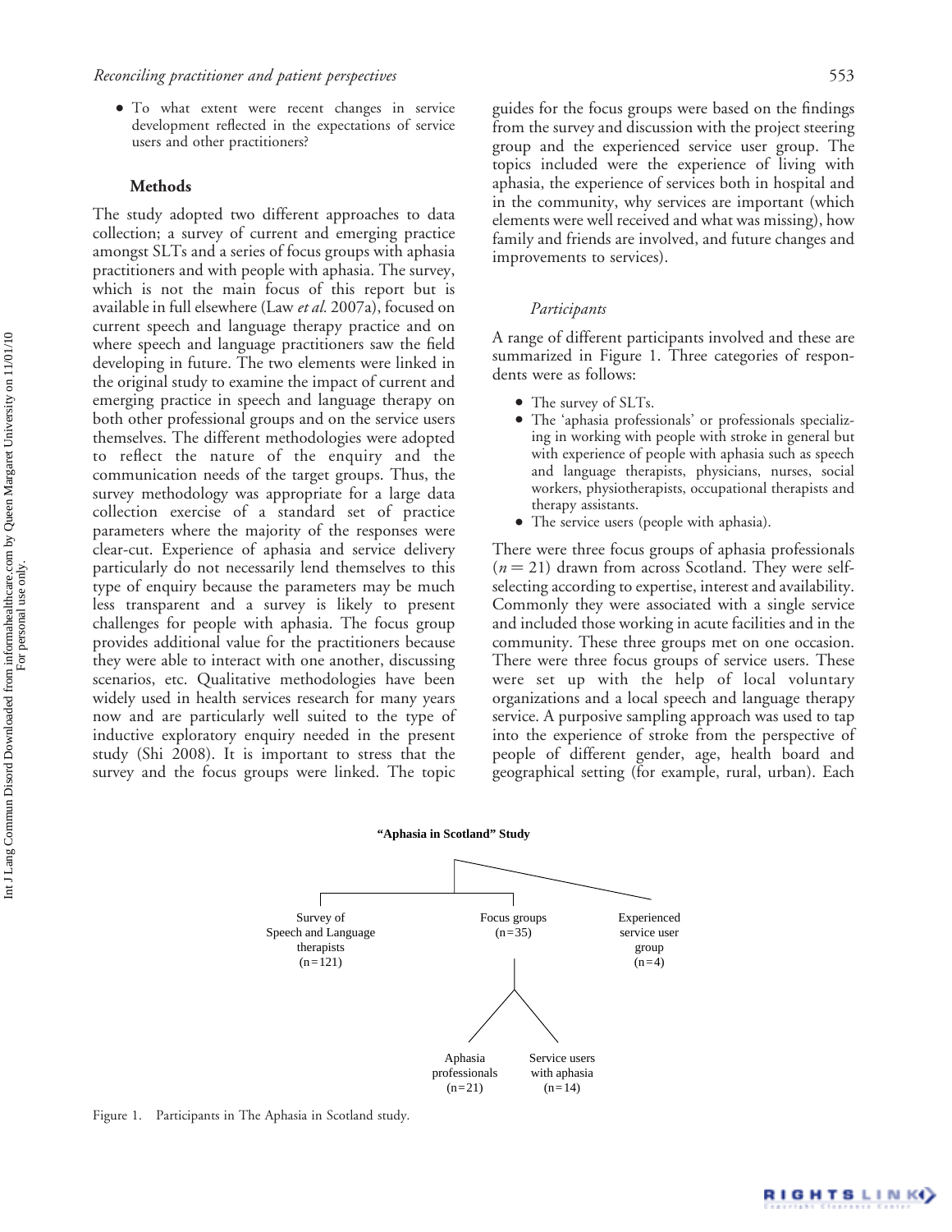- To what extent were recent changes in service development reflected in the expectations of service users and other practitioners?

### Methods

The study adopted two different approaches to data collection; a survey of current and emerging practice amongst SLTs and a series of focus groups with aphasia practitioners and with people with aphasia. The survey, which is not the main focus of this report but is available in full elsewhere (Law *et al.* 2007a), focused on current speech and language therapy practice and on where speech and language practitioners saw the field developing in future. The two elements were linked in the original study to examine the impact of current and emerging practice in speech and language therapy on both other professional groups and on the service users themselves. The different methodologies were adopted to reflect the nature of the enquiry and the communication needs of the target groups. Thus, the survey methodology was appropriate for a large data collection exercise of a standard set of practice parameters where the majority of the responses were clear-cut. Experience of aphasia and service delivery particularly do not necessarily lend themselves to this type of enquiry because the parameters may be much less transparent and a survey is likely to present challenges for people with aphasia. The focus group provides additional value for the practitioners because they were able to interact with one another, discussing scenarios, etc. Qualitative methodologies have been widely used in health services research for many years now and are particularly well suited to the type of inductive exploratory enquiry needed in the present study (Shi 2008). It is important to stress that the survey and the focus groups were linked. The topic guides for the focus groups were based on the findings from the survey and discussion with the project steering group and the experienced service user group. The topics included were the experience of living with aphasia, the experience of services both in hospital and in the community, why services are important (which elements were well received and what was missing), how family and friends are involved, and future changes and improvements to services).

#### *Participants*

A range of different participants involved and these are summarized in Figure 1. Three categories of respondents were as follows:

- The survey of SLTs.
- The 'aphasia professionals' or professionals specializing in working with people with stroke in general but with experience of people with aphasia such as speech and language therapists, physicians, nurses, social workers, physiotherapists, occupational therapists and therapy assistants.
- The service users (people with aphasia).

There were three focus groups of aphasia professionals ($n = 21$) drawn from across Scotland. They were self-selecting according to expertise, interest and availability. Commonly they were associated with a single service and included those working in acute facilities and in the community. These three groups met on one occasion. There were three focus groups of service users. These were set up with the help of local voluntary organizations and a local speech and language therapy service. A purposive sampling approach was used to tap into the experience of stroke from the perspective of people of different gender, age, health board and geographical setting (for example, rural, urban). Each

"Aphasia in Scotland" Study

Survey of Speech and Language therapists (n=121)

Focus groups (n=35)

Experienced service user group (n=4)

Aphasia professionals (n=21)

Service users with aphasia (n=14)

Figure 1. Participants in The Aphasia in Scotland study.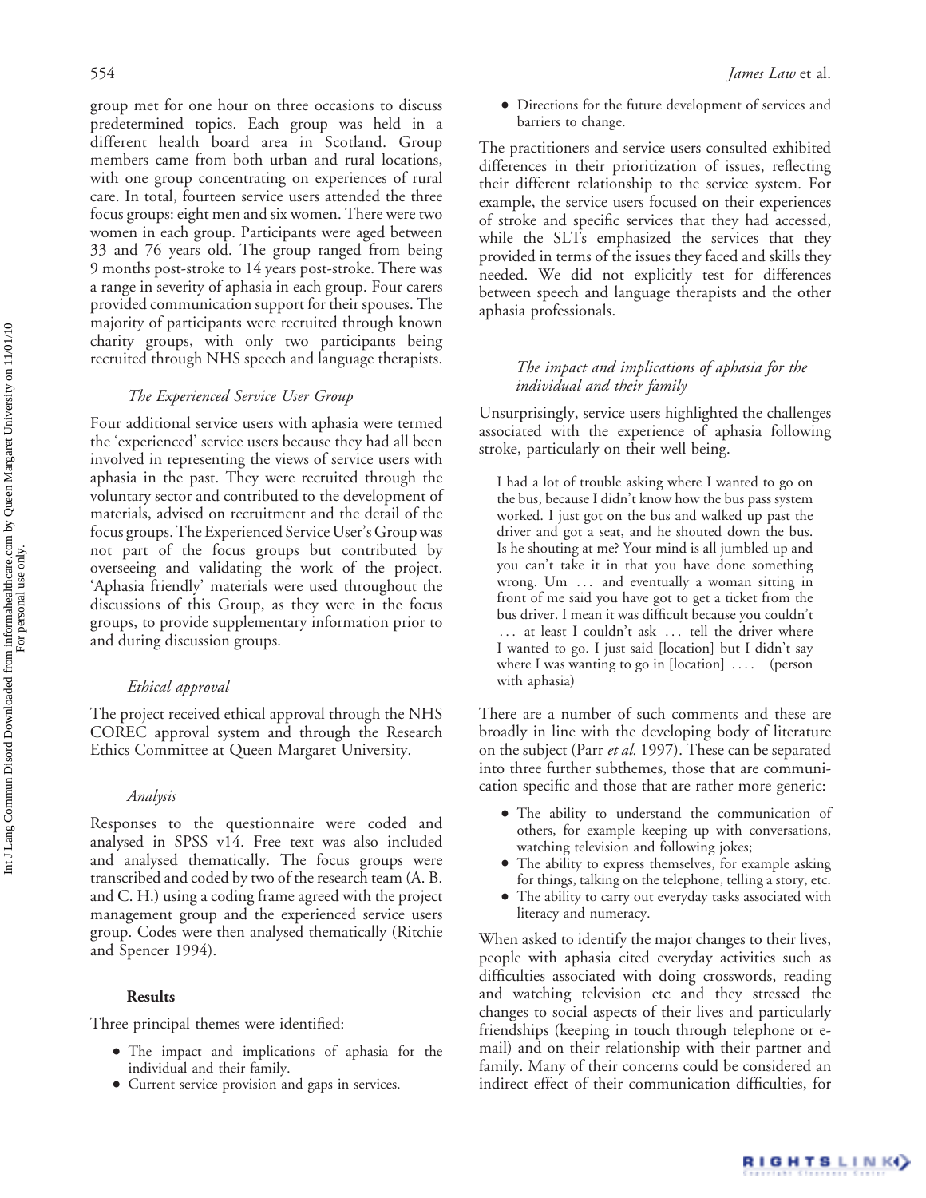group met for one hour on three occasions to discuss predetermined topics. Each group was held in a different health board area in Scotland. Group members came from both urban and rural locations, with one group concentrating on experiences of rural care. In total, fourteen service users attended the three focus groups: eight men and six women. There were two women in each group. Participants were aged between 33 and 76 years old. The group ranged from being 9 months post-stroke to 14 years post-stroke. There was a range in severity of aphasia in each group. Four carers provided communication support for their spouses. The majority of participants were recruited through known charity groups, with only two participants being recruited through NHS speech and language therapists.

### *The Experienced Service User Group*

Four additional service users with aphasia were termed the 'experienced' service users because they had all been involved in representing the views of service users with aphasia in the past. They were recruited through the voluntary sector and contributed to the development of materials, advised on recruitment and the detail of the focus groups. The Experienced Service User's Group was not part of the focus groups but contributed by overseeing and validating the work of the project. 'Aphasia friendly' materials were used throughout the discussions of this Group, as they were in the focus groups, to provide supplementary information prior to and during discussion groups.

### *Ethical approval*

The project received ethical approval through the NHS COREC approval system and through the Research Ethics Committee at Queen Margaret University.

### *Analysis*

Responses to the questionnaire were coded and analysed in SPSS v14. Free text was also included and analysed thematically. The focus groups were transcribed and coded by two of the research team (A. B. and C. H.) using a coding frame agreed with the project management group and the experienced service users group. Codes were then analysed thematically (Ritchie and Spencer 1994).

## **Results**

Three principal themes were identified:

- The impact and implications of aphasia for the individual and their family.
- Current service provision and gaps in services.
- Directions for the future development of services and barriers to change.

The practitioners and service users consulted exhibited differences in their prioritization of issues, reflecting their different relationship to the service system. For example, the service users focused on their experiences of stroke and specific services that they had accessed, while the SLTs emphasized the services that they provided in terms of the issues they faced and skills they needed. We did not explicitly test for differences between speech and language therapists and the other aphasia professionals.

### *The impact and implications of aphasia for the individual and their family*

Unsurprisingly, service users highlighted the challenges associated with the experience of aphasia following stroke, particularly on their well being.

> I had a lot of trouble asking where I wanted to go on the bus, because I didn't know how the bus pass system worked. I just got on the bus and walked up past the driver and got a seat, and he shouted down the bus. Is he shouting at me? Your mind is all jumbled up and you can't take it in that you have done something wrong. Um ... and eventually a woman sitting in front of me said you have got to get a ticket from the bus driver. I mean it was difficult because you couldn't ... at least I couldn't ask ... tell the driver where I wanted to go. I just said [location] but I didn't say where I was wanting to go in [location] .... (person with aphasia)

There are a number of such comments and these are broadly in line with the developing body of literature on the subject (Parr *et al.* 1997). These can be separated into three further subthemes, those that are communication specific and those that are rather more generic:

- The ability to understand the communication of others, for example keeping up with conversations, watching television and following jokes;
- The ability to express themselves, for example asking for things, talking on the telephone, telling a story, etc.
- The ability to carry out everyday tasks associated with literacy and numeracy.

When asked to identify the major changes to their lives, people with aphasia cited everyday activities such as difficulties associated with doing crosswords, reading and watching television etc and they stressed the changes to social aspects of their lives and particularly friendships (keeping in touch through telephone or e-mail) and on their relationship with their partner and family. Many of their concerns could be considered an indirect effect of their communication difficulties, for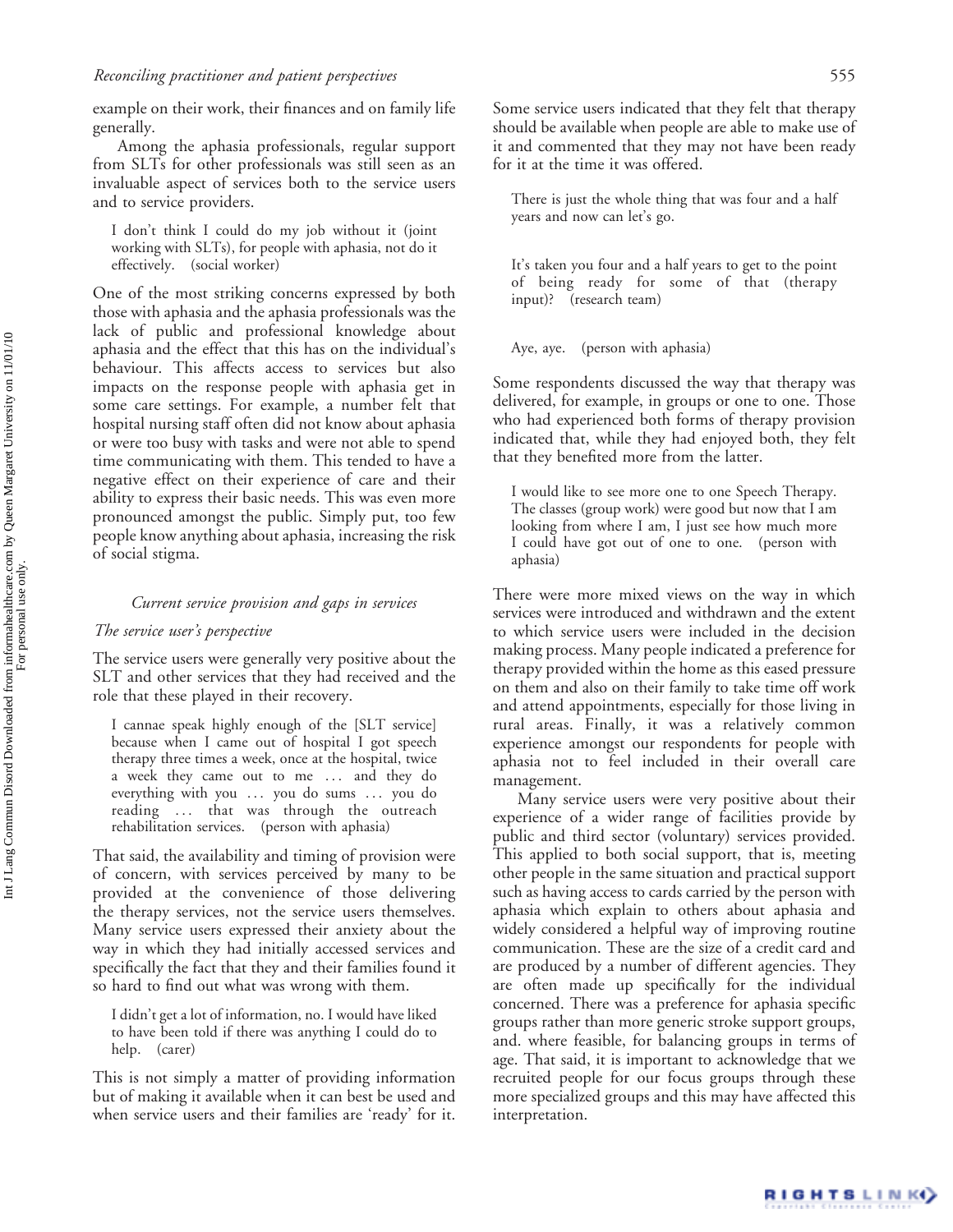example on their work, their finances and on family life generally.

Among the aphasia professionals, regular support from SLTs for other professionals was still seen as an invaluable aspect of services both to the service users and to service providers.

> I don't think I could do my job without it (joint working with SLTs), for people with aphasia, not do it effectively. (social worker)

One of the most striking concerns expressed by both those with aphasia and the aphasia professionals was the lack of public and professional knowledge about aphasia and the effect that this has on the individual's behaviour. This affects access to services but also impacts on the response people with aphasia get in some care settings. For example, a number felt that hospital nursing staff often did not know about aphasia or were too busy with tasks and were not able to spend time communicating with them. This tended to have a negative effect on their experience of care and their ability to express their basic needs. This was even more pronounced amongst the public. Simply put, too few people know anything about aphasia, increasing the risk of social stigma.

### *Current service provision and gaps in services*

#### *The service user's perspective*

The service users were generally very positive about the SLT and other services that they had received and the role that these played in their recovery.

> I cannae speak highly enough of the [SLT service] because when I came out of hospital I got speech therapy three times a week, once at the hospital, twice a week they came out to me … and they do everything with you … you do sums … you do reading … that was through the outreach rehabilitation services. (person with aphasia)

That said, the availability and timing of provision were of concern, with services perceived by many to be provided at the convenience of those delivering the therapy services, not the service users themselves. Many service users expressed their anxiety about the way in which they had initially accessed services and specifically the fact that they and their families found it so hard to find out what was wrong with them.

> I didn't get a lot of information, no. I would have liked to have been told if there was anything I could do to help. (carer)

This is not simply a matter of providing information but of making it available when it can best be used and when service users and their families are 'ready' for it. Some service users indicated that they felt that therapy should be available when people are able to make use of it and commented that they may not have been ready for it at the time it was offered.

> There is just the whole thing that was four and a half years and now can let's go.
>
> It's taken you four and a half years to get to the point of being ready for some of that (therapy input)? (research team)
>
> Aye, aye. (person with aphasia)

Some respondents discussed the way that therapy was delivered, for example, in groups or one to one. Those who had experienced both forms of therapy provision indicated that, while they had enjoyed both, they felt that they benefited more from the latter.

> I would like to see more one to one Speech Therapy. The classes (group work) were good but now that I am looking from where I am, I just see how much more I could have got out of one to one. (person with aphasia)

There were more mixed views on the way in which services were introduced and withdrawn and the extent to which service users were included in the decision making process. Many people indicated a preference for therapy provided within the home as this eased pressure on them and also on their family to take time off work and attend appointments, especially for those living in rural areas. Finally, it was a relatively common experience amongst our respondents for people with aphasia not to feel included in their overall care management.

Many service users were very positive about their experience of a wider range of facilities provide by public and third sector (voluntary) services provided. This applied to both social support, that is, meeting other people in the same situation and practical support such as having access to cards carried by the person with aphasia which explain to others about aphasia and widely considered a helpful way of improving routine communication. These are the size of a credit card and are produced by a number of different agencies. They are often made up specifically for the individual concerned. There was a preference for aphasia specific groups rather than more generic stroke support groups, and. where feasible, for balancing groups in terms of age. That said, it is important to acknowledge that we recruited people for our focus groups through these more specialized groups and this may have affected this interpretation.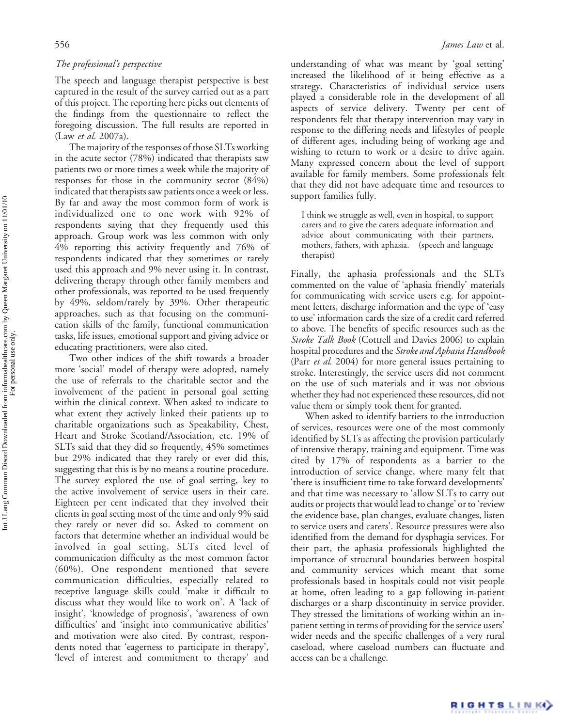*The professional's perspective*

The speech and language therapist perspective is best captured in the result of the survey carried out as a part of this project. The reporting here picks out elements of the findings from the questionnaire to reflect the foregoing discussion. The full results are reported in (Law *et al.* 2007a).

The majority of the responses of those SLTs working in the acute sector (78%) indicated that therapists saw patients two or more times a week while the majority of responses for those in the community sector (84%) indicated that therapists saw patients once a week or less. By far and away the most common form of work is individualized one to one work with 92% of respondents saying that they frequently used this approach. Group work was less common with only 4% reporting this activity frequently and 76% of respondents indicated that they sometimes or rarely used this approach and 9% never using it. In contrast, delivering therapy through other family members and other professionals, was reported to be used frequently by 49%, seldom/rarely by 39%. Other therapeutic approaches, such as that focusing on the communication skills of the family, functional communication tasks, life issues, emotional support and giving advice or educating practitioners, were also cited.

Two other indices of the shift towards a broader more 'social' model of therapy were adopted, namely the use of referrals to the charitable sector and the involvement of the patient in personal goal setting within the clinical context. When asked to indicate to what extent they actively linked their patients up to charitable organizations such as Speakability, Chest, Heart and Stroke Scotland/Association, etc. 19% of SLTs said that they did so frequently, 45% sometimes but 29% indicated that they rarely or ever did this, suggesting that this is by no means a routine procedure. The survey explored the use of goal setting, key to the active involvement of service users in their care. Eighteen per cent indicated that they involved their clients in goal setting most of the time and only 9% said they rarely or never did so. Asked to comment on factors that determine whether an individual would be involved in goal setting, SLTs cited level of communication difficulty as the most common factor (60%). One respondent mentioned that severe communication difficulties, especially related to receptive language skills could 'make it difficult to discuss what they would like to work on'. A 'lack of insight', 'knowledge of prognosis', 'awareness of own difficulties' and 'insight into communicative abilities' and motivation were also cited. By contrast, respondents noted that 'eagerness to participate in therapy', 'level of interest and commitment to therapy' and understanding of what was meant by 'goal setting' increased the likelihood of it being effective as a strategy. Characteristics of individual service users played a considerable role in the development of all aspects of service delivery. Twenty per cent of respondents felt that therapy intervention may vary in response to the differing needs and lifestyles of people of different ages, including being of working age and wishing to return to work or a desire to drive again. Many expressed concern about the level of support available for family members. Some professionals felt that they did not have adequate time and resources to support families fully.

> I think we struggle as well, even in hospital, to support carers and to give the carers adequate information and advice about communicating with their partners, mothers, fathers, with aphasia. (speech and language therapist)

Finally, the aphasia professionals and the SLTs commented on the value of 'aphasia friendly' materials for communicating with service users e.g. for appointment letters, discharge information and the type of 'easy to use' information cards the size of a credit card referred to above. The benefits of specific resources such as the *Stroke Talk Book* (Cottrell and Davies 2006) to explain hospital procedures and the *Stroke and Aphasia Handbook* (Parr *et al.* 2004) for more general issues pertaining to stroke. Interestingly, the service users did not comment on the use of such materials and it was not obvious whether they had not experienced these resources, did not value them or simply took them for granted.

When asked to identify barriers to the introduction of services, resources were one of the most commonly identified by SLTs as affecting the provision particularly of intensive therapy, training and equipment. Time was cited by 17% of respondents as a barrier to the introduction of service change, where many felt that 'there is insufficient time to take forward developments' and that time was necessary to 'allow SLTs to carry out audits or projects that would lead to change' or to 'review the evidence base, plan changes, evaluate changes, listen to service users and carers'. Resource pressures were also identified from the demand for dysphagia services. For their part, the aphasia professionals highlighted the importance of structural boundaries between hospital and community services which meant that some professionals based in hospitals could not visit people at home, often leading to a gap following in-patient discharges or a sharp discontinuity in service provider. They stressed the limitations of working within an in-patient setting in terms of providing for the service users' wider needs and the specific challenges of a very rural caseload, where caseload numbers can fluctuate and access can be a challenge.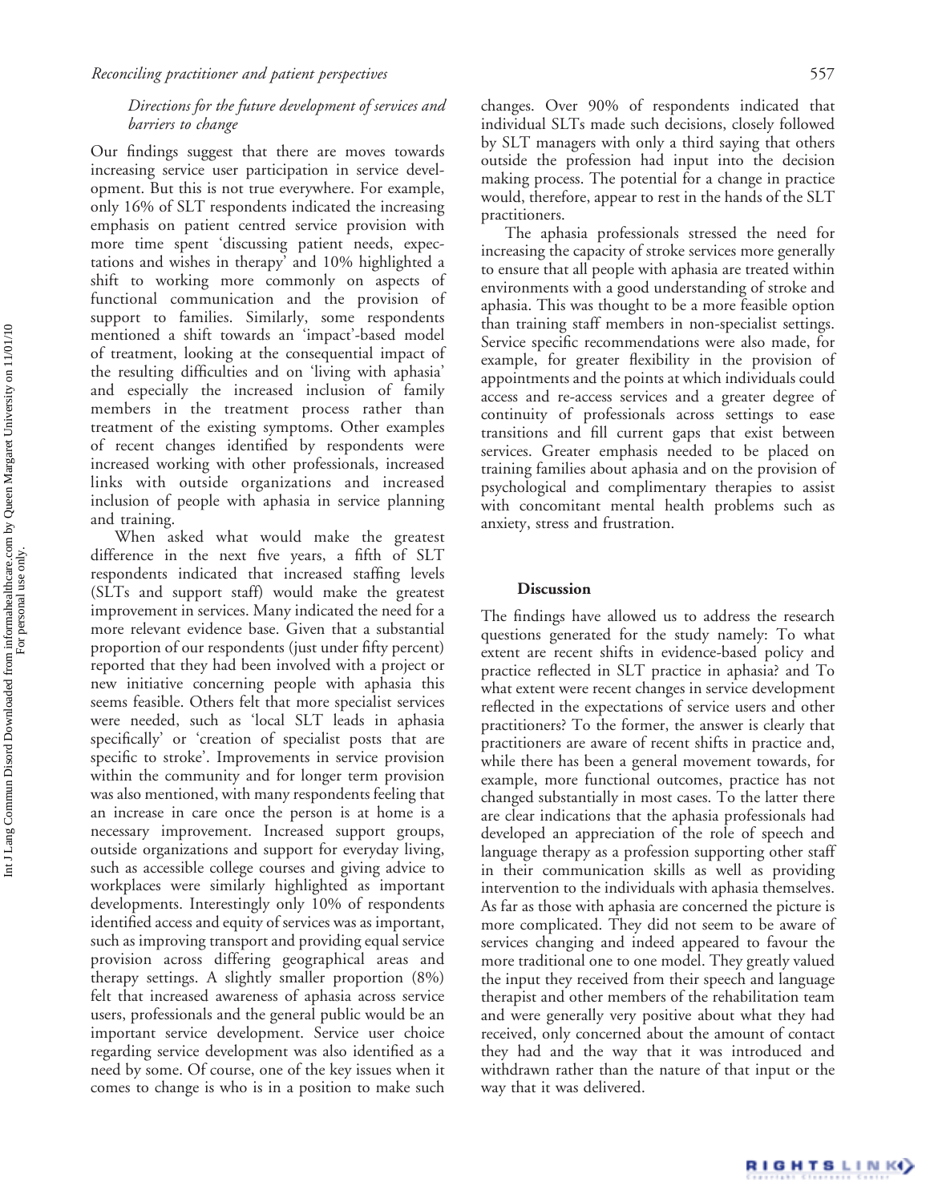### *Directions for the future development of services and barriers to change*

Our findings suggest that there are moves towards increasing service user participation in service development. But this is not true everywhere. For example, only 16% of SLT respondents indicated the increasing emphasis on patient centred service provision with more time spent 'discussing patient needs, expectations and wishes in therapy' and 10% highlighted a shift to working more commonly on aspects of functional communication and the provision of support to families. Similarly, some respondents mentioned a shift towards an 'impact'-based model of treatment, looking at the consequential impact of the resulting difficulties and on 'living with aphasia' and especially the increased inclusion of family members in the treatment process rather than treatment of the existing symptoms. Other examples of recent changes identified by respondents were increased working with other professionals, increased links with outside organizations and increased inclusion of people with aphasia in service planning and training.

When asked what would make the greatest difference in the next five years, a fifth of SLT respondents indicated that increased staffing levels (SLTs and support staff) would make the greatest improvement in services. Many indicated the need for a more relevant evidence base. Given that a substantial proportion of our respondents (just under fifty percent) reported that they had been involved with a project or new initiative concerning people with aphasia this seems feasible. Others felt that more specialist services were needed, such as 'local SLT leads in aphasia specifically' or 'creation of specialist posts that are specific to stroke'. Improvements in service provision within the community and for longer term provision was also mentioned, with many respondents feeling that an increase in care once the person is at home is a necessary improvement. Increased support groups, outside organizations and support for everyday living, such as accessible college courses and giving advice to workplaces were similarly highlighted as important developments. Interestingly only 10% of respondents identified access and equity of services was as important, such as improving transport and providing equal service provision across differing geographical areas and therapy settings. A slightly smaller proportion (8%) felt that increased awareness of aphasia across service users, professionals and the general public would be an important service development. Service user choice regarding service development was also identified as a need by some. Of course, one of the key issues when it comes to change is who is in a position to make such changes. Over 90% of respondents indicated that individual SLTs made such decisions, closely followed by SLT managers with only a third saying that others outside the profession had input into the decision making process. The potential for a change in practice would, therefore, appear to rest in the hands of the SLT practitioners.

The aphasia professionals stressed the need for increasing the capacity of stroke services more generally to ensure that all people with aphasia are treated within environments with a good understanding of stroke and aphasia. This was thought to be a more feasible option than training staff members in non-specialist settings. Service specific recommendations were also made, for example, for greater flexibility in the provision of appointments and the points at which individuals could access and re-access services and a greater degree of continuity of professionals across settings to ease transitions and fill current gaps that exist between services. Greater emphasis needed to be placed on training families about aphasia and on the provision of psychological and complimentary therapies to assist with concomitant mental health problems such as anxiety, stress and frustration.

## Discussion

The findings have allowed us to address the research questions generated for the study namely: To what extent are recent shifts in evidence-based policy and practice reflected in SLT practice in aphasia? and To what extent were recent changes in service development reflected in the expectations of service users and other practitioners? To the former, the answer is clearly that practitioners are aware of recent shifts in practice and, while there has been a general movement towards, for example, more functional outcomes, practice has not changed substantially in most cases. To the latter there are clear indications that the aphasia professionals had developed an appreciation of the role of speech and language therapy as a profession supporting other staff in their communication skills as well as providing intervention to the individuals with aphasia themselves. As far as those with aphasia are concerned the picture is more complicated. They did not seem to be aware of services changing and indeed appeared to favour the more traditional one to one model. They greatly valued the input they received from their speech and language therapist and other members of the rehabilitation team and were generally very positive about what they had received, only concerned about the amount of contact they had and the way that it was introduced and withdrawn rather than the nature of that input or the way that it was delivered.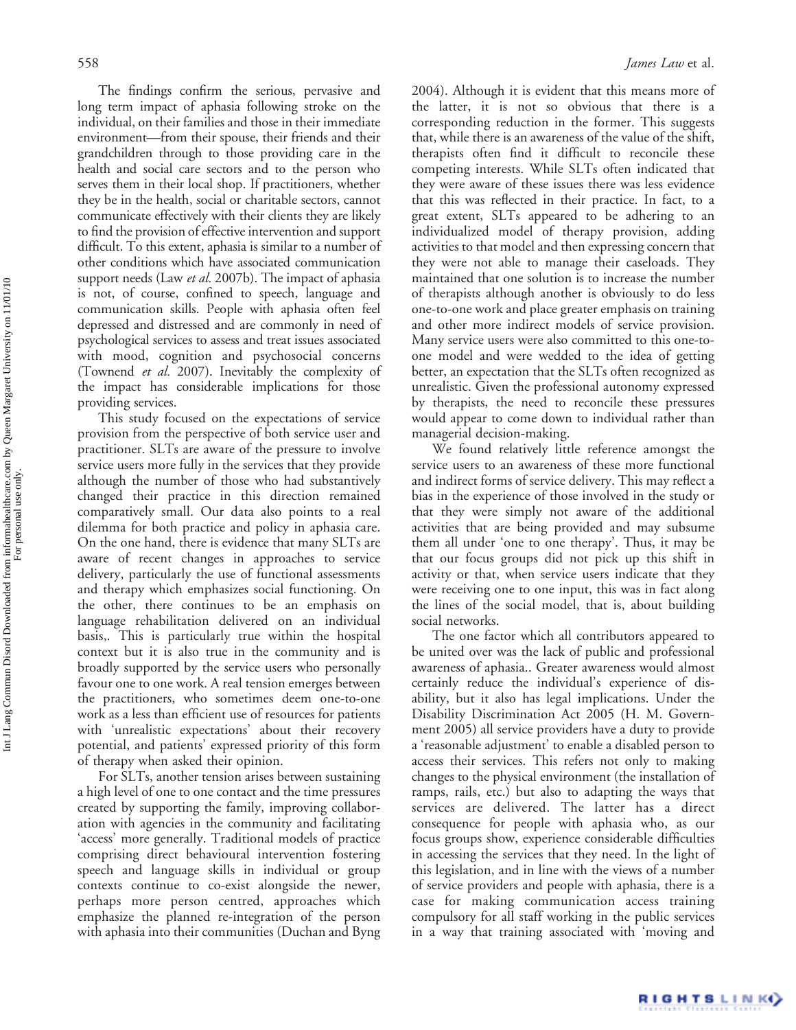The findings confirm the serious, pervasive and long term impact of aphasia following stroke on the individual, on their families and those in their immediate environment—from their spouse, their friends and their grandchildren through to those providing care in the health and social care sectors and to the person who serves them in their local shop. If practitioners, whether they be in the health, social or charitable sectors, cannot communicate effectively with their clients they are likely to find the provision of effective intervention and support difficult. To this extent, aphasia is similar to a number of other conditions which have associated communication support needs (Law *et al.* 2007b). The impact of aphasia is not, of course, confined to speech, language and communication skills. People with aphasia often feel depressed and distressed and are commonly in need of psychological services to assess and treat issues associated with mood, cognition and psychosocial concerns (Townend *et al.* 2007). Inevitably the complexity of the impact has considerable implications for those providing services.

This study focused on the expectations of service provision from the perspective of both service user and practitioner. SLTs are aware of the pressure to involve service users more fully in the services that they provide although the number of those who had substantively changed their practice in this direction remained comparatively small. Our data also points to a real dilemma for both practice and policy in aphasia care. On the one hand, there is evidence that many SLTs are aware of recent changes in approaches to service delivery, particularly the use of functional assessments and therapy which emphasizes social functioning. On the other, there continues to be an emphasis on language rehabilitation delivered on an individual basis,. This is particularly true within the hospital context but it is also true in the community and is broadly supported by the service users who personally favour one to one work. A real tension emerges between the practitioners, who sometimes deem one-to-one work as a less than efficient use of resources for patients with 'unrealistic expectations' about their recovery potential, and patients' expressed priority of this form of therapy when asked their opinion.

For SLTs, another tension arises between sustaining a high level of one to one contact and the time pressures created by supporting the family, improving collaboration with agencies in the community and facilitating 'access' more generally. Traditional models of practice comprising direct behavioural intervention fostering speech and language skills in individual or group contexts continue to co-exist alongside the newer, perhaps more person centred, approaches which emphasize the planned re-integration of the person with aphasia into their communities (Duchan and Byng 2004). Although it is evident that this means more of the latter, it is not so obvious that there is a corresponding reduction in the former. This suggests that, while there is an awareness of the value of the shift, therapists often find it difficult to reconcile these competing interests. While SLTs often indicated that they were aware of these issues there was less evidence that this was reflected in their practice. In fact, to a great extent, SLTs appeared to be adhering to an individualized model of therapy provision, adding activities to that model and then expressing concern that they were not able to manage their caseloads. They maintained that one solution is to increase the number of therapists although another is obviously to do less one-to-one work and place greater emphasis on training and other more indirect models of service provision. Many service users were also committed to this one-to-one model and were wedded to the idea of getting better, an expectation that the SLTs often recognized as unrealistic. Given the professional autonomy expressed by therapists, the need to reconcile these pressures would appear to come down to individual rather than managerial decision-making.

We found relatively little reference amongst the service users to an awareness of these more functional and indirect forms of service delivery. This may reflect a bias in the experience of those involved in the study or that they were simply not aware of the additional activities that are being provided and may subsume them all under 'one to one therapy'. Thus, it may be that our focus groups did not pick up this shift in activity or that, when service users indicate that they were receiving one to one input, this was in fact along the lines of the social model, that is, about building social networks.

The one factor which all contributors appeared to be united over was the lack of public and professional awareness of aphasia.. Greater awareness would almost certainly reduce the individual's experience of disability, but it also has legal implications. Under the Disability Discrimination Act 2005 (H. M. Government 2005) all service providers have a duty to provide a 'reasonable adjustment' to enable a disabled person to access their services. This refers not only to making changes to the physical environment (the installation of ramps, rails, etc.) but also to adapting the ways that services are delivered. The latter has a direct consequence for people with aphasia who, as our focus groups show, experience considerable difficulties in accessing the services that they need. In the light of this legislation, and in line with the views of a number of service providers and people with aphasia, there is a case for making communication access training compulsory for all staff working in the public services in a way that training associated with 'moving and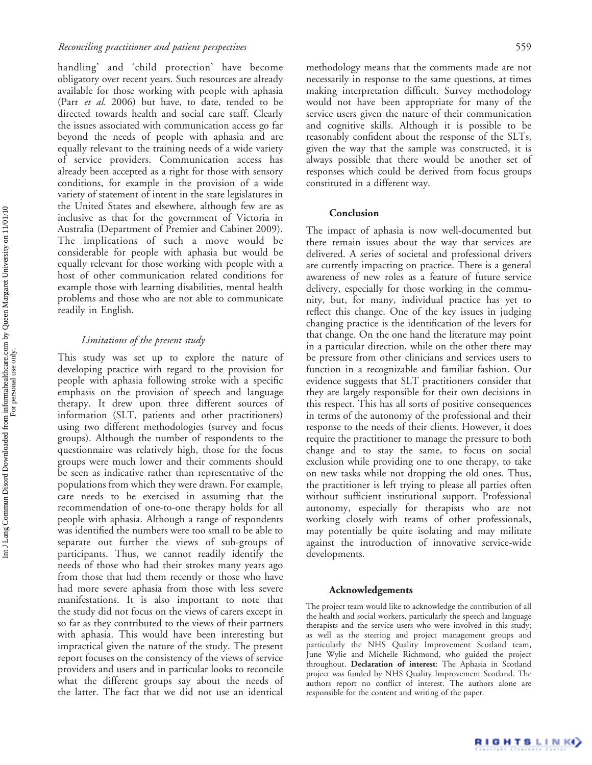handling' and 'child protection' have become obligatory over recent years. Such resources are already available for those working with people with aphasia (Parr *et al.* 2006) but have, to date, tended to be directed towards health and social care staff. Clearly the issues associated with communication access go far beyond the needs of people with aphasia and are equally relevant to the training needs of a wide variety of service providers. Communication access has already been accepted as a right for those with sensory conditions, for example in the provision of a wide variety of statement of intent in the state legislatures in the United States and elsewhere, although few are as inclusive as that for the government of Victoria in Australia (Department of Premier and Cabinet 2009). The implications of such a move would be considerable for people with aphasia but would be equally relevant for those working with people with a host of other communication related conditions for example those with learning disabilities, mental health problems and those who are not able to communicate readily in English.

### *Limitations of the present study*

This study was set up to explore the nature of developing practice with regard to the provision for people with aphasia following stroke with a specific emphasis on the provision of speech and language therapy. It drew upon three different sources of information (SLT, patients and other practitioners) using two different methodologies (survey and focus groups). Although the number of respondents to the questionnaire was relatively high, those for the focus groups were much lower and their comments should be seen as indicative rather than representative of the populations from which they were drawn. For example, care needs to be exercised in assuming that the recommendation of one-to-one therapy holds for all people with aphasia. Although a range of respondents was identified the numbers were too small to be able to separate out further the views of sub-groups of participants. Thus, we cannot readily identify the needs of those who had their strokes many years ago from those that had them recently or those who have had more severe aphasia from those with less severe manifestations. It is also important to note that the study did not focus on the views of carers except in so far as they contributed to the views of their partners with aphasia. This would have been interesting but impractical given the nature of the study. The present report focuses on the consistency of the views of service providers and users and in particular looks to reconcile what the different groups say about the needs of the latter. The fact that we did not use an identical methodology means that the comments made are not necessarily in response to the same questions, at times making interpretation difficult. Survey methodology would not have been appropriate for many of the service users given the nature of their communication and cognitive skills. Although it is possible to be reasonably confident about the response of the SLTs, given the way that the sample was constructed, it is always possible that there would be another set of responses which could be derived from focus groups constituted in a different way.

## Conclusion

The impact of aphasia is now well-documented but there remain issues about the way that services are delivered. A series of societal and professional drivers are currently impacting on practice. There is a general awareness of new roles as a feature of future service delivery, especially for those working in the community, but, for many, individual practice has yet to reflect this change. One of the key issues in judging changing practice is the identification of the levers for that change. On the one hand the literature may point in a particular direction, while on the other there may be pressure from other clinicians and services users to function in a recognizable and familiar fashion. Our evidence suggests that SLT practitioners consider that they are largely responsible for their own decisions in this respect. This has all sorts of positive consequences in terms of the autonomy of the professional and their response to the needs of their clients. However, it does require the practitioner to manage the pressure to both change and to stay the same, to focus on social exclusion while providing one to one therapy, to take on new tasks while not dropping the old ones. Thus, the practitioner is left trying to please all parties often without sufficient institutional support. Professional autonomy, especially for therapists who are not working closely with teams of other professionals, may potentially be quite isolating and may militate against the introduction of innovative service-wide developments.

## Acknowledgements

The project team would like to acknowledge the contribution of all the health and social workers, particularly the speech and language therapists and the service users who were involved in this study; as well as the steering and project management groups and particularly the NHS Quality Improvement Scotland team, June Wylie and Michelle Richmond, who guided the project throughout. **Declaration of interest**: The Aphasia in Scotland project was funded by NHS Quality Improvement Scotland. The authors report no conflict of interest. The authors alone are responsible for the content and writing of the paper.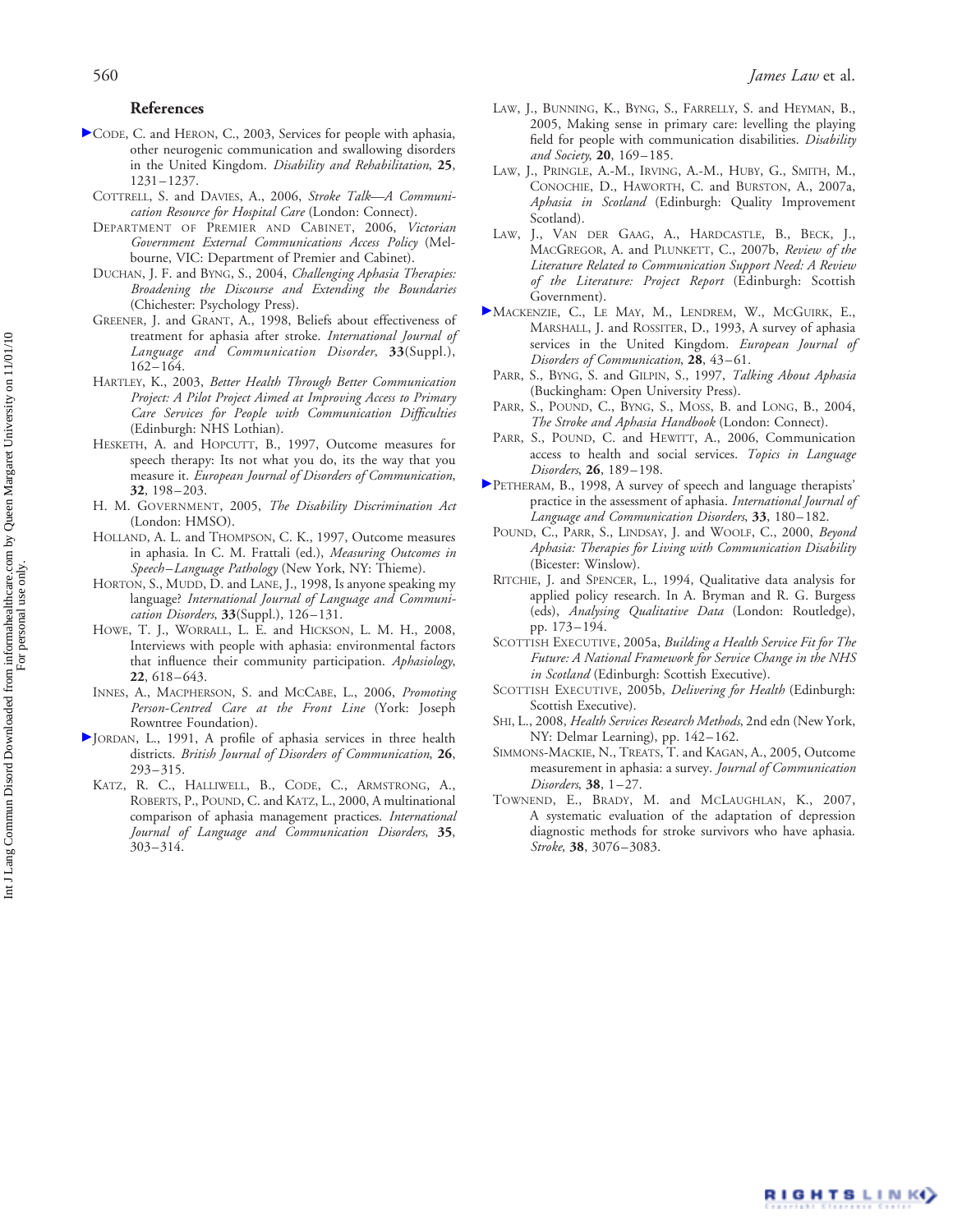## References

CODE, C. and HERON, C., 2003, Services for people with aphasia, other neurogenic communication and swallowing disorders in the United Kingdom. *Disability and Rehabilitation*, **25**, 1231–1237.

COTTRELL, S. and DAVIES, A., 2006, *Stroke Talk—A Communication Resource for Hospital Care* (London: Connect).

DEPARTMENT OF PREMIER AND CABINET, 2006, *Victorian Government External Communications Access Policy* (Melbourne, VIC: Department of Premier and Cabinet).

DUCHAN, J. F. and BYNG, S., 2004, *Challenging Aphasia Therapies: Broadening the Discourse and Extending the Boundaries* (Chichester: Psychology Press).

GREENER, J. and GRANT, A., 1998, Beliefs about effectiveness of treatment for aphasia after stroke. *International Journal of Language and Communication Disorder*, **33**(Suppl.), 162–164.

HARTLEY, K., 2003, *Better Health Through Better Communication Project: A Pilot Project Aimed at Improving Access to Primary Care Services for People with Communication Difficulties* (Edinburgh: NHS Lothian).

HESKETH, A. and HOPCUTT, B., 1997, Outcome measures for speech therapy: Its not what you do, its the way that you measure it. *European Journal of Disorders of Communication*, **32**, 198–203.

H. M. GOVERNMENT, 2005, *The Disability Discrimination Act* (London: HMSO).

HOLLAND, A. L. and THOMPSON, C. K., 1997, Outcome measures in aphasia. In C. M. Frattali (ed.), *Measuring Outcomes in Speech–Language Pathology* (New York, NY: Thieme).

HORTON, S., MUDD, D. and LANE, J., 1998, Is anyone speaking my language? *International Journal of Language and Communication Disorders*, **33**(Suppl.), 126–131.

HOWE, T. J., WORRALL, L. E. and HICKSON, L. M. H., 2008, Interviews with people with aphasia: environmental factors that influence their community participation. *Aphasiology*, **22**, 618–643.

INNES, A., MACPHERSON, S. and MCCABE, L., 2006, *Promoting Person-Centred Care at the Front Line* (York: Joseph Rowntree Foundation).

JORDAN, L., 1991, A profile of aphasia services in three health districts. *British Journal of Disorders of Communication*, **26**, 293–315.

KATZ, R. C., HALLIWELL, B., CODE, C., ARMSTRONG, A., ROBERTS, P., POUND, C. and KATZ, L., 2000, A multinational comparison of aphasia management practices. *International Journal of Language and Communication Disorders*, **35**, 303–314.

LAW, J., BUNNING, K., BYNG, S., FARRELLY, S. and HEYMAN, B., 2005, Making sense in primary care: levelling the playing field for people with communication disabilities. *Disability and Society*, **20**, 169–185.

LAW, J., PRINGLE, A.-M., IRVING, A.-M., HUBY, G., SMITH, M., CONOCHIE, D., HAWORTH, C. and BURSTON, A., 2007a, *Aphasia in Scotland* (Edinburgh: Quality Improvement Scotland).

LAW, J., VAN DER GAAG, A., HARDCASTLE, B., BECK, J., MACGREGOR, A. and PLUNKETT, C., 2007b, *Review of the Literature Related to Communication Support Need: A Review of the Literature: Project Report* (Edinburgh: Scottish Government).

MACKENZIE, C., LE MAY, M., LENDREM, W., MCGUIRK, E., MARSHALL, J. and ROSSITER, D., 1993, A survey of aphasia services in the United Kingdom. *European Journal of Disorders of Communication*, **28**, 43–61.

PARR, S., BYNG, S. and GILPIN, S., 1997, *Talking About Aphasia* (Buckingham: Open University Press).

PARR, S., POUND, C., BYNG, S., MOSS, B. and LONG, B., 2004, *The Stroke and Aphasia Handbook* (London: Connect).

PARR, S., POUND, C. and HEWITT, A., 2006, Communication access to health and social services. *Topics in Language Disorders*, **26**, 189–198.

PETHERAM, B., 1998, A survey of speech and language therapists' practice in the assessment of aphasia. *International Journal of Language and Communication Disorders*, **33**, 180–182.

POUND, C., PARR, S., LINDSAY, J. and WOOLF, C., 2000, *Beyond Aphasia: Therapies for Living with Communication Disability* (Bicester: Winslow).

RITCHIE, J. and SPENCER, L., 1994, Qualitative data analysis for applied policy research. In A. Bryman and R. G. Burgess (eds), *Analysing Qualitative Data* (London: Routledge), pp. 173–194.

SCOTTISH EXECUTIVE, 2005a, *Building a Health Service Fit for The Future: A National Framework for Service Change in the NHS in Scotland* (Edinburgh: Scottish Executive).

SCOTTISH EXECUTIVE, 2005b, *Delivering for Health* (Edinburgh: Scottish Executive).

SHI, L., 2008, *Health Services Research Methods*, 2nd edn (New York, NY: Delmar Learning), pp. 142–162.

SIMMONS-MACKIE, N., TREATS, T. and KAGAN, A., 2005, Outcome measurement in aphasia: a survey. *Journal of Communication Disorders*, **38**, 1–27.

TOWNEND, E., BRADY, M. and MCLAUGHLAN, K., 2007, A systematic evaluation of the adaptation of depression diagnostic methods for stroke survivors who have aphasia. *Stroke*, **38**, 3076–3083.